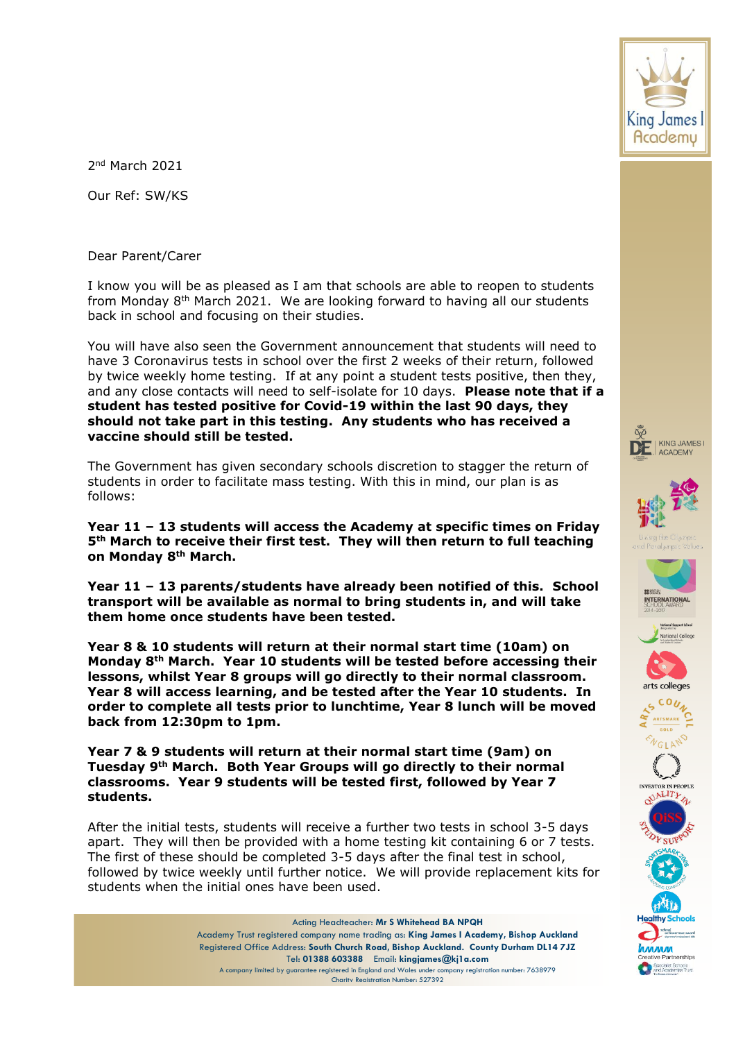2nd March 2021

Our Ref: SW/KS

Dear Parent/Carer

I know you will be as pleased as I am that schools are able to reopen to students from Monday 8th March 2021. We are looking forward to having all our students back in school and focusing on their studies.

You will have also seen the Government announcement that students will need to have 3 Coronavirus tests in school over the first 2 weeks of their return, followed by twice weekly home testing. If at any point a student tests positive, then they, and any close contacts will need to self-isolate for 10 days. **Please note that if a student has tested positive for Covid-19 within the last 90 days, they should not take part in this testing. Any students who has received a vaccine should still be tested.**

The Government has given secondary schools discretion to stagger the return of students in order to facilitate mass testing. With this in mind, our plan is as follows:

**Year 11 – 13 students will access the Academy at specific times on Friday 5th March to receive their first test. They will then return to full teaching on Monday 8th March.**

**Year 11 – 13 parents/students have already been notified of this. School transport will be available as normal to bring students in, and will take them home once students have been tested.**

**Year 8 & 10 students will return at their normal start time (10am) on Monday 8th March. Year 10 students will be tested before accessing their lessons, whilst Year 8 groups will go directly to their normal classroom. Year 8 will access learning, and be tested after the Year 10 students. In order to complete all tests prior to lunchtime, Year 8 lunch will be moved back from 12:30pm to 1pm.**

**Year 7 & 9 students will return at their normal start time (9am) on Tuesday 9th March. Both Year Groups will go directly to their normal classrooms. Year 9 students will be tested first, followed by Year 7 students.**

After the initial tests, students will receive a further two tests in school 3-5 days apart. They will then be provided with a home testing kit containing 6 or 7 tests. The first of these should be completed 3-5 days after the final test in school, followed by twice weekly until further notice. We will provide replacement kits for students when the initial ones have been used.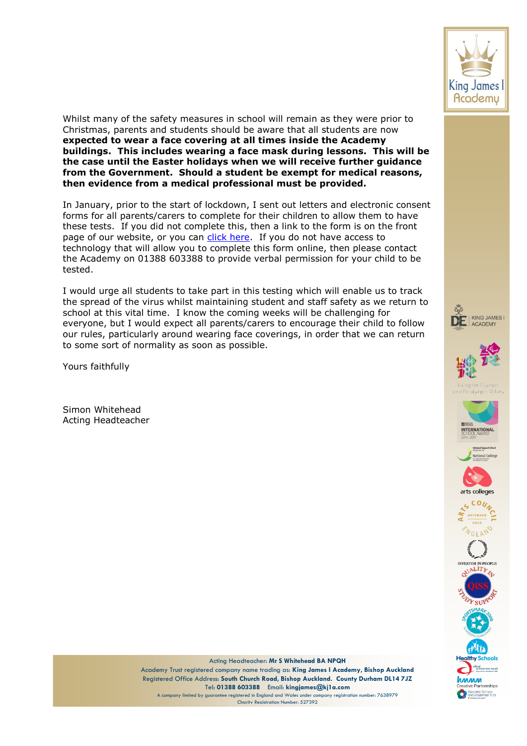Whilst many of the safety measures in school will remain as they were prior to Christmas, parents and students should be aware that all students are now **expected to wear a face covering at all times inside the Academy buildings. This includes wearing a face mask during lessons. This will be the case until the Easter holidays when we will receive further guidance from the Government. Should a student be exempt for medical reasons, then evidence from a medical professional must be provided.**

In January, prior to the start of lockdown, I sent out letters and electronic consent forms for all parents/carers to complete for their children to allow them to have these tests. If you did not complete this, then a link to the form is on the front page of our website, or you can click here. If you do not have access to technology that will allow you to complete this form online, then please contact the Academy on 01388 603388 to provide verbal permission for your child to be tested.

I would urge all students to take part in this testing which will enable us to track the spread of the virus whilst maintaining student and staff safety as we return to school at this vital time. I know the coming weeks will be challenging for everyone, but I would expect all parents/carers to encourage their child to follow our rules, particularly around wearing face coverings, in order that we can return to some sort of normality as soon as possible.

Yours faithfully

Simon Whitehead
Acting Headteacher